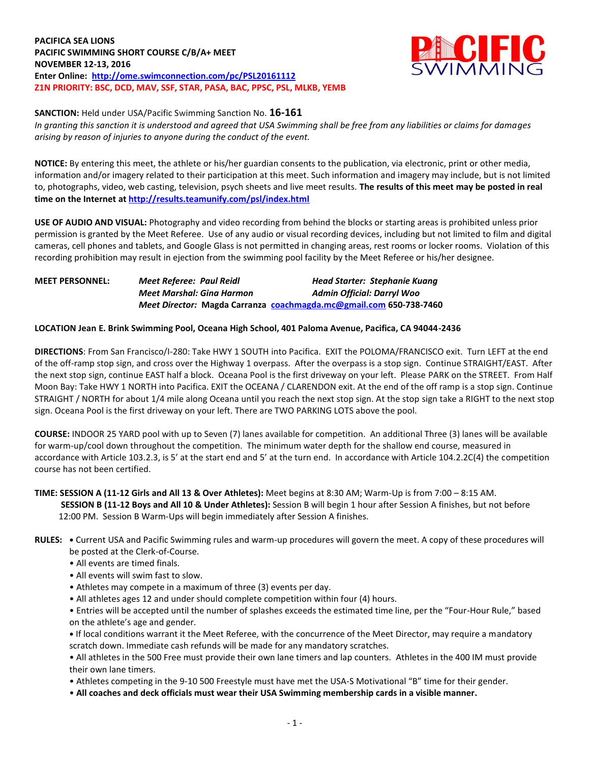**PACIFICA SEA LIONS**
**PACIFIC SWIMMING SHORT COURSE C/B/A+ MEET**
**NOVEMBER 12-13, 2016**
**Enter Online: [http://ome.swimconnection.com/pc/PSL20161112](http://ome.swimconnection.com/pc/PSL20161112)**
**Z1N PRIORITY: BSC, DCD, MAV, SSF, STAR, PASA, BAC, PPSC, PSL, MLKB, YEMB**

**SANCTION:** Held under USA/Pacific Swimming Sanction No. **16-161**
*In granting this sanction it is understood and agreed that USA Swimming shall be free from any liabilities or claims for damages arising by reason of injuries to anyone during the conduct of the event.*

**NOTICE:** By entering this meet, the athlete or his/her guardian consents to the publication, via electronic, print or other media, information and/or imagery related to their participation at this meet. Such information and imagery may include, but is not limited to, photographs, video, web casting, television, psych sheets and live meet results. **The results of this meet may be posted in real time on the Internet at [http://results.teamunify.com/psl/index.html](http://results.teamunify.com/psl/index.html)**

**USE OF AUDIO AND VISUAL:** Photography and video recording from behind the blocks or starting areas is prohibited unless prior permission is granted by the Meet Referee. Use of any audio or visual recording devices, including but not limited to film and digital cameras, cell phones and tablets, and Google Glass is not permitted in changing areas, rest rooms or locker rooms. Violation of this recording prohibition may result in ejection from the swimming pool facility by the Meet Referee or his/her designee.

**MEET PERSONNEL:**
*Meet Referee: Paul Reidl* — *Head Starter: Stephanie Kuang*
*Meet Marshal: Gina Harmon* — *Admin Official: Darryl Woo*
*Meet Director:* **Magda Carranza** [coachmagda.mc@gmail.com](mailto:coachmagda.mc@gmail.com) **650-738-7460**

**LOCATION Jean E. Brink Swimming Pool, Oceana High School, 401 Paloma Avenue, Pacifica, CA 94044-2436**

**DIRECTIONS**: From San Francisco/I-280: Take HWY 1 SOUTH into Pacifica. EXIT the POLOMA/FRANCISCO exit. Turn LEFT at the end of the off-ramp stop sign, and cross over the Highway 1 overpass. After the overpass is a stop sign. Continue STRAIGHT/EAST. After the next stop sign, continue EAST half a block. Oceana Pool is the first driveway on your left. Please PARK on the STREET. From Half Moon Bay: Take HWY 1 NORTH into Pacifica. EXIT the OCEANA / CLARENDON exit. At the end of the off ramp is a stop sign. Continue STRAIGHT / NORTH for about 1/4 mile along Oceana until you reach the next stop sign. At the stop sign take a RIGHT to the next stop sign. Oceana Pool is the first driveway on your left. There are TWO PARKING LOTS above the pool.

**COURSE:** INDOOR 25 YARD pool with up to Seven (7) lanes available for competition. An additional Three (3) lanes will be available for warm-up/cool down throughout the competition. The minimum water depth for the shallow end course, measured in accordance with Article 103.2.3, is 5' at the start end and 5' at the turn end. In accordance with Article 104.2.2C(4) the competition course has not been certified.

**TIME: SESSION A (11-12 Girls and All 13 & Over Athletes):** Meet begins at 8:30 AM; Warm-Up is from 7:00 – 8:15 AM.
**SESSION B (11-12 Boys and All 10 & Under Athletes):** Session B will begin 1 hour after Session A finishes, but not before 12:00 PM. Session B Warm-Ups will begin immediately after Session A finishes.

**RULES:**
- Current USA and Pacific Swimming rules and warm-up procedures will govern the meet. A copy of these procedures will be posted at the Clerk-of-Course.
- All events are timed finals.
- All events will swim fast to slow.
- Athletes may compete in a maximum of three (3) events per day.
- All athletes ages 12 and under should complete competition within four (4) hours.
- Entries will be accepted until the number of splashes exceeds the estimated time line, per the "Four-Hour Rule," based on the athlete's age and gender.
- If local conditions warrant it the Meet Referee, with the concurrence of the Meet Director, may require a mandatory scratch down. Immediate cash refunds will be made for any mandatory scratches.
- All athletes in the 500 Free must provide their own lane timers and lap counters. Athletes in the 400 IM must provide their own lane timers.
- Athletes competing in the 9-10 500 Freestyle must have met the USA-S Motivational "B" time for their gender.
- **All coaches and deck officials must wear their USA Swimming membership cards in a visible manner.**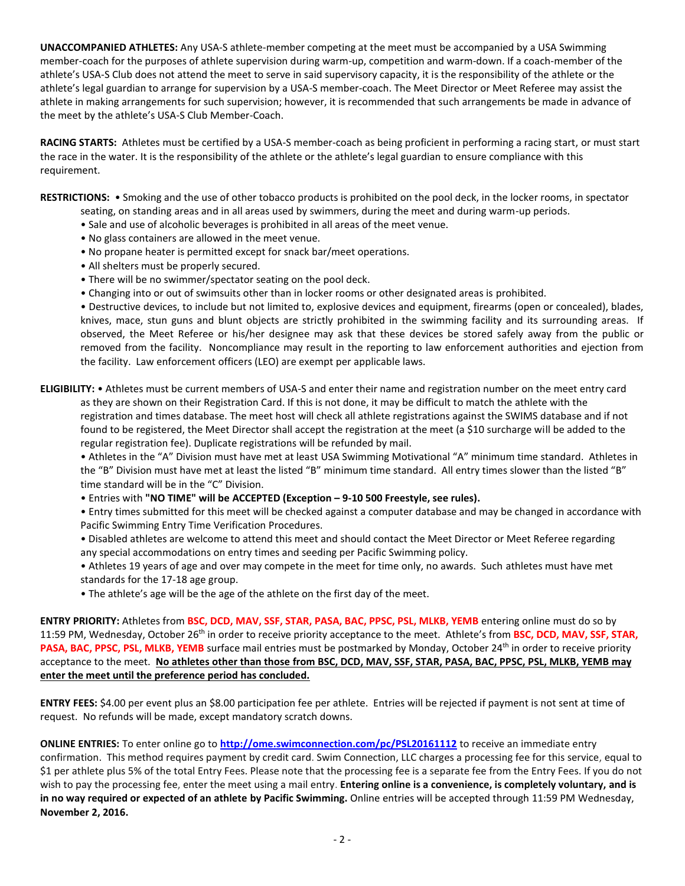**UNACCOMPANIED ATHLETES:** Any USA-S athlete-member competing at the meet must be accompanied by a USA Swimming member-coach for the purposes of athlete supervision during warm-up, competition and warm-down. If a coach-member of the athlete's USA-S Club does not attend the meet to serve in said supervisory capacity, it is the responsibility of the athlete or the athlete's legal guardian to arrange for supervision by a USA-S member-coach. The Meet Director or Meet Referee may assist the athlete in making arrangements for such supervision; however, it is recommended that such arrangements be made in advance of the meet by the athlete's USA-S Club Member-Coach.

**RACING STARTS:** Athletes must be certified by a USA-S member-coach as being proficient in performing a racing start, or must start the race in the water. It is the responsibility of the athlete or the athlete's legal guardian to ensure compliance with this requirement.

**RESTRICTIONS:**
- Smoking and the use of other tobacco products is prohibited on the pool deck, in the locker rooms, in spectator seating, on standing areas and in all areas used by swimmers, during the meet and during warm-up periods.
- Sale and use of alcoholic beverages is prohibited in all areas of the meet venue.
- No glass containers are allowed in the meet venue.
- No propane heater is permitted except for snack bar/meet operations.
- All shelters must be properly secured.
- There will be no swimmer/spectator seating on the pool deck.
- Changing into or out of swimsuits other than in locker rooms or other designated areas is prohibited.
- Destructive devices, to include but not limited to, explosive devices and equipment, firearms (open or concealed), blades, knives, mace, stun guns and blunt objects are strictly prohibited in the swimming facility and its surrounding areas. If observed, the Meet Referee or his/her designee may ask that these devices be stored safely away from the public or removed from the facility. Noncompliance may result in the reporting to law enforcement authorities and ejection from the facility. Law enforcement officers (LEO) are exempt per applicable laws.

**ELIGIBILITY:**
- Athletes must be current members of USA-S and enter their name and registration number on the meet entry card as they are shown on their Registration Card. If this is not done, it may be difficult to match the athlete with the registration and times database. The meet host will check all athlete registrations against the SWIMS database and if not found to be registered, the Meet Director shall accept the registration at the meet (a $10 surcharge will be added to the regular registration fee). Duplicate registrations will be refunded by mail.
- Athletes in the "A" Division must have met at least USA Swimming Motivational "A" minimum time standard. Athletes in the "B" Division must have met at least the listed "B" minimum time standard. All entry times slower than the listed "B" time standard will be in the "C" Division.
- Entries with **"NO TIME" will be ACCEPTED (Exception – 9-10 500 Freestyle, see rules).**
- Entry times submitted for this meet will be checked against a computer database and may be changed in accordance with Pacific Swimming Entry Time Verification Procedures.
- Disabled athletes are welcome to attend this meet and should contact the Meet Director or Meet Referee regarding any special accommodations on entry times and seeding per Pacific Swimming policy.
- Athletes 19 years of age and over may compete in the meet for time only, no awards. Such athletes must have met standards for the 17-18 age group.
- The athlete's age will be the age of the athlete on the first day of the meet.

**ENTRY PRIORITY:** Athletes from **BSC, DCD, MAV, SSF, STAR, PASA, BAC, PPSC, PSL, MLKB, YEMB** entering online must do so by 11:59 PM, Wednesday, October 26th in order to receive priority acceptance to the meet. Athlete's from **BSC, DCD, MAV, SSF, STAR, PASA, BAC, PPSC, PSL, MLKB, YEMB** surface mail entries must be postmarked by Monday, October 24th in order to receive priority acceptance to the meet. **No athletes other than those from BSC, DCD, MAV, SSF, STAR, PASA, BAC, PPSC, PSL, MLKB, YEMB may enter the meet until the preference period has concluded.**

**ENTRY FEES:** $4.00 per event plus an $8.00 participation fee per athlete. Entries will be rejected if payment is not sent at time of request. No refunds will be made, except mandatory scratch downs.

**ONLINE ENTRIES:** To enter online go to **http://ome.swimconnection.com/pc/PSL20161112** to receive an immediate entry confirmation. This method requires payment by credit card. Swim Connection, LLC charges a processing fee for this service, equal to $1 per athlete plus 5% of the total Entry Fees. Please note that the processing fee is a separate fee from the Entry Fees. If you do not wish to pay the processing fee, enter the meet using a mail entry. **Entering online is a convenience, is completely voluntary, and is in no way required or expected of an athlete by Pacific Swimming.** Online entries will be accepted through 11:59 PM Wednesday, **November 2, 2016.**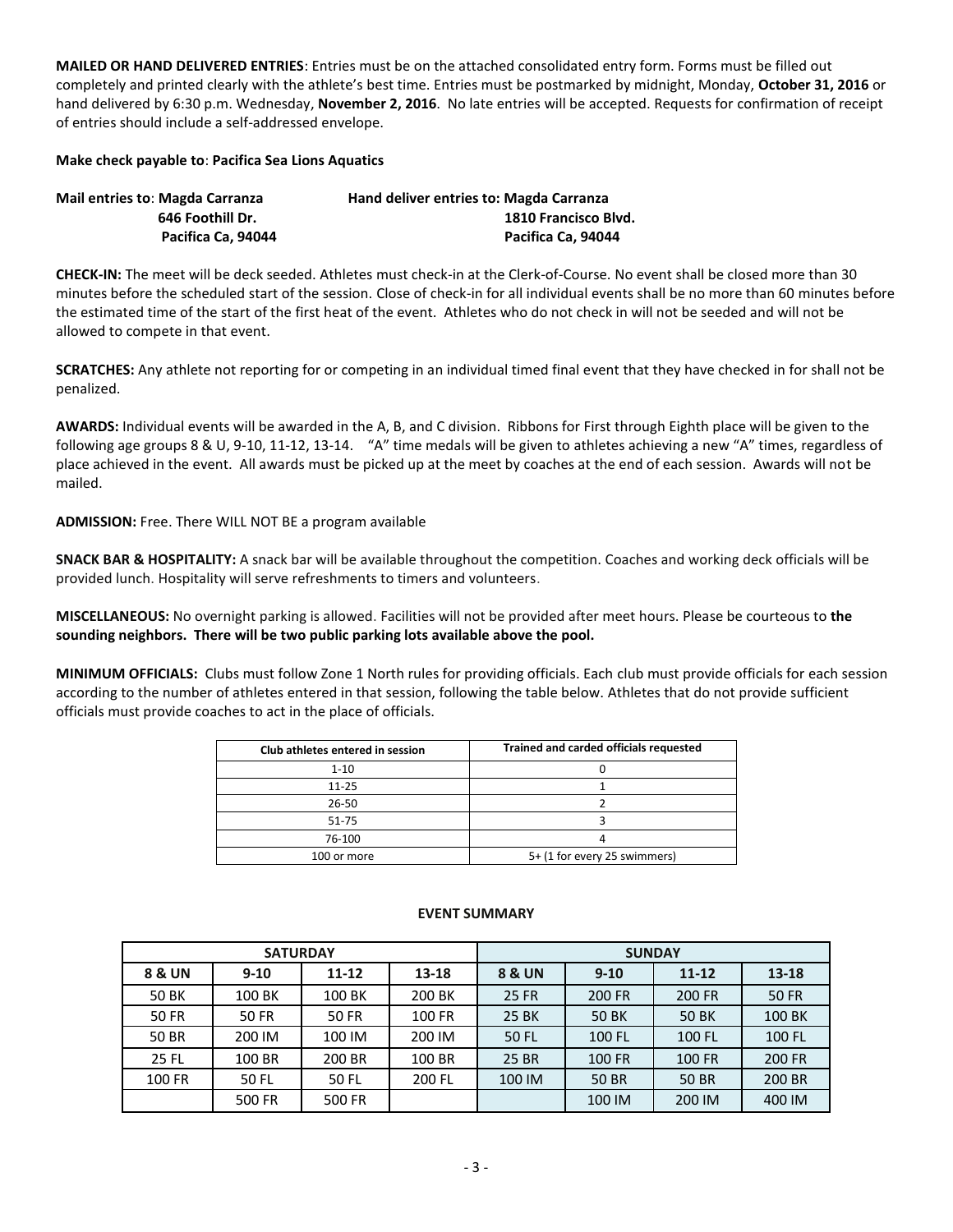**MAILED OR HAND DELIVERED ENTRIES**: Entries must be on the attached consolidated entry form. Forms must be filled out completely and printed clearly with the athlete's best time. Entries must be postmarked by midnight, Monday, **October 31, 2016** or hand delivered by 6:30 p.m. Wednesday, **November 2, 2016**. No late entries will be accepted. Requests for confirmation of receipt of entries should include a self-addressed envelope.

**Make check payable to**: **Pacifica Sea Lions Aquatics**

**Mail entries to**: **Magda Carranza**
**646 Foothill Dr.**
**Pacifica Ca, 94044**

**Hand deliver entries to: Magda Carranza**
**1810 Francisco Blvd.**
**Pacifica Ca, 94044**

**CHECK-IN:** The meet will be deck seeded. Athletes must check-in at the Clerk-of-Course. No event shall be closed more than 30 minutes before the scheduled start of the session. Close of check-in for all individual events shall be no more than 60 minutes before the estimated time of the start of the first heat of the event. Athletes who do not check in will not be seeded and will not be allowed to compete in that event.

**SCRATCHES:** Any athlete not reporting for or competing in an individual timed final event that they have checked in for shall not be penalized.

**AWARDS:** Individual events will be awarded in the A, B, and C division. Ribbons for First through Eighth place will be given to the following age groups 8 & U, 9-10, 11-12, 13-14. "A" time medals will be given to athletes achieving a new "A" times, regardless of place achieved in the event. All awards must be picked up at the meet by coaches at the end of each session. Awards will not be mailed.

**ADMISSION:** Free. There WILL NOT BE a program available

**SNACK BAR & HOSPITALITY:** A snack bar will be available throughout the competition. Coaches and working deck officials will be provided lunch. Hospitality will serve refreshments to timers and volunteers.

**MISCELLANEOUS:** No overnight parking is allowed. Facilities will not be provided after meet hours. Please be courteous to **the sounding neighbors. There will be two public parking lots available above the pool.**

**MINIMUM OFFICIALS:** Clubs must follow Zone 1 North rules for providing officials. Each club must provide officials for each session according to the number of athletes entered in that session, following the table below. Athletes that do not provide sufficient officials must provide coaches to act in the place of officials.

| Club athletes entered in session | Trained and carded officials requested |
|---|---|
| 1-10 | 0 |
| 11-25 | 1 |
| 26-50 | 2 |
| 51-75 | 3 |
| 76-100 | 4 |
| 100 or more | 5+ (1 for every 25 swimmers) |

## EVENT SUMMARY

| SATURDAY | | | | SUNDAY | | | |
|---|---|---|---|---|---|---|---|
| **8 & UN** | **9-10** | **11-12** | **13-18** | **8 & UN** | **9-10** | **11-12** | **13-18** |
| 50 BK | 100 BK | 100 BK | 200 BK | 25 FR | 200 FR | 200 FR | 50 FR |
| 50 FR | 50 FR | 50 FR | 100 FR | 25 BK | 50 BK | 50 BK | 100 BK |
| 50 BR | 200 IM | 100 IM | 200 IM | 50 FL | 100 FL | 100 FL | 100 FL |
| 25 FL | 100 BR | 200 BR | 100 BR | 25 BR | 100 FR | 100 FR | 200 FR |
| 100 FR | 50 FL | 50 FL | 200 FL | 100 IM | 50 BR | 50 BR | 200 BR |
| | 500 FR | 500 FR | | | 100 IM | 200 IM | 400 IM |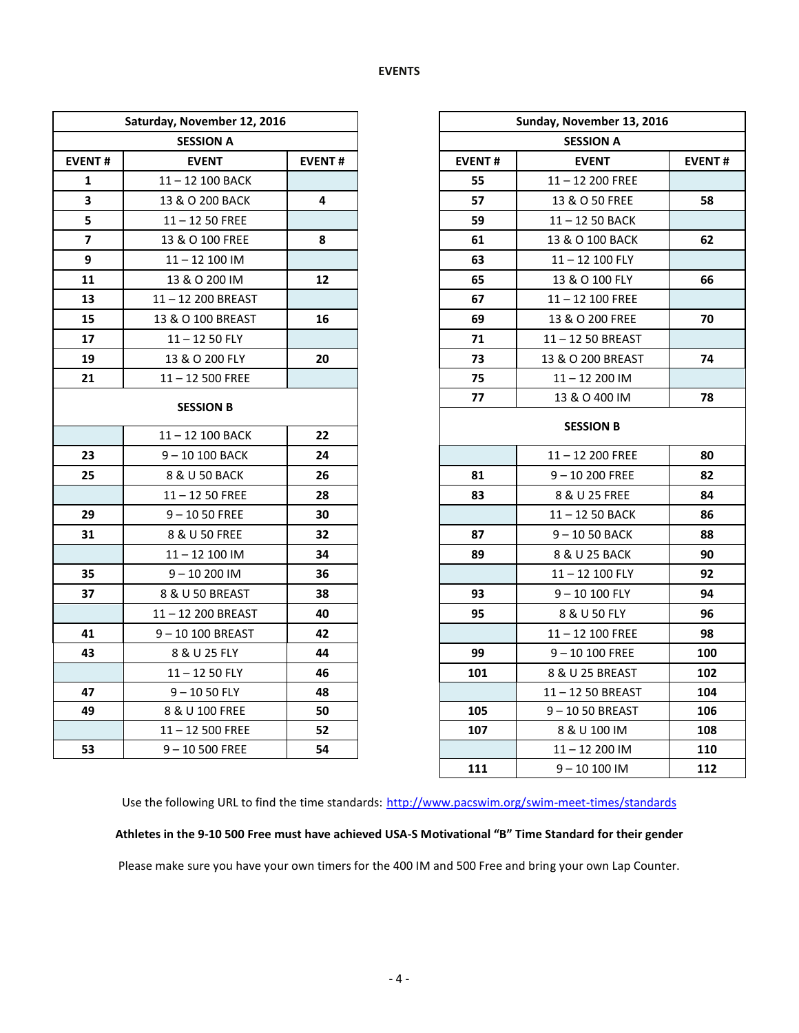## EVENTS

| Saturday, November 12, 2016 | | |
|---|---|---|
| **SESSION A** | | |
| **EVENT #** | **EVENT** | **EVENT #** |
| 1 | 11 – 12 100 BACK | |
| 3 | 13 & O 200 BACK | 4 |
| 5 | 11 – 12 50 FREE | |
| 7 | 13 & O 100 FREE | 8 |
| 9 | 11 – 12 100 IM | |
| 11 | 13 & O 200 IM | 12 |
| 13 | 11 – 12 200 BREAST | |
| 15 | 13 & O 100 BREAST | 16 |
| 17 | 11 – 12 50 FLY | |
| 19 | 13 & O 200 FLY | 20 |
| 21 | 11 – 12 500 FREE | |
| **SESSION B** | | |
| | 11 – 12 100 BACK | 22 |
| 23 | 9 – 10 100 BACK | 24 |
| 25 | 8 & U 50 BACK | 26 |
| | 11 – 12 50 FREE | 28 |
| 29 | 9 – 10 50 FREE | 30 |
| 31 | 8 & U 50 FREE | 32 |
| | 11 – 12 100 IM | 34 |
| 35 | 9 – 10 200 IM | 36 |
| 37 | 8 & U 50 BREAST | 38 |
| | 11 – 12 200 BREAST | 40 |
| 41 | 9 – 10 100 BREAST | 42 |
| 43 | 8 & U 25 FLY | 44 |
| | 11 – 12 50 FLY | 46 |
| 47 | 9 – 10 50 FLY | 48 |
| 49 | 8 & U 100 FREE | 50 |
| | 11 – 12 500 FREE | 52 |
| 53 | 9 – 10 500 FREE | 54 |

| Sunday, November 13, 2016 | | |
|---|---|---|
| **SESSION A** | | |
| **EVENT #** | **EVENT** | **EVENT #** |
| 55 | 11 – 12 200 FREE | |
| 57 | 13 & O 50 FREE | 58 |
| 59 | 11 – 12 50 BACK | |
| 61 | 13 & O 100 BACK | 62 |
| 63 | 11 – 12 100 FLY | |
| 65 | 13 & O 100 FLY | 66 |
| 67 | 11 – 12 100 FREE | |
| 69 | 13 & O 200 FREE | 70 |
| 71 | 11 – 12 50 BREAST | |
| 73 | 13 & O 200 BREAST | 74 |
| 75 | 11 – 12 200 IM | |
| 77 | 13 & O 400 IM | 78 |
| **SESSION B** | | |
| | 11 – 12 200 FREE | 80 |
| 81 | 9 – 10 200 FREE | 82 |
| 83 | 8 & U 25 FREE | 84 |
| | 11 – 12 50 BACK | 86 |
| 87 | 9 – 10 50 BACK | 88 |
| 89 | 8 & U 25 BACK | 90 |
| | 11 – 12 100 FLY | 92 |
| 93 | 9 – 10 100 FLY | 94 |
| 95 | 8 & U 50 FLY | 96 |
| | 11 – 12 100 FREE | 98 |
| 99 | 9 – 10 100 FREE | 100 |
| 101 | 8 & U 25 BREAST | 102 |
| | 11 – 12 50 BREAST | 104 |
| 105 | 9 – 10 50 BREAST | 106 |
| 107 | 8 & U 100 IM | 108 |
| | 11 – 12 200 IM | 110 |
| 111 | 9 – 10 100 IM | 112 |

Use the following URL to find the time standards: http://www.pacswim.org/swim-meet-times/standards

**Athletes in the 9-10 500 Free must have achieved USA-S Motivational "B" Time Standard for their gender**

Please make sure you have your own timers for the 400 IM and 500 Free and bring your own Lap Counter.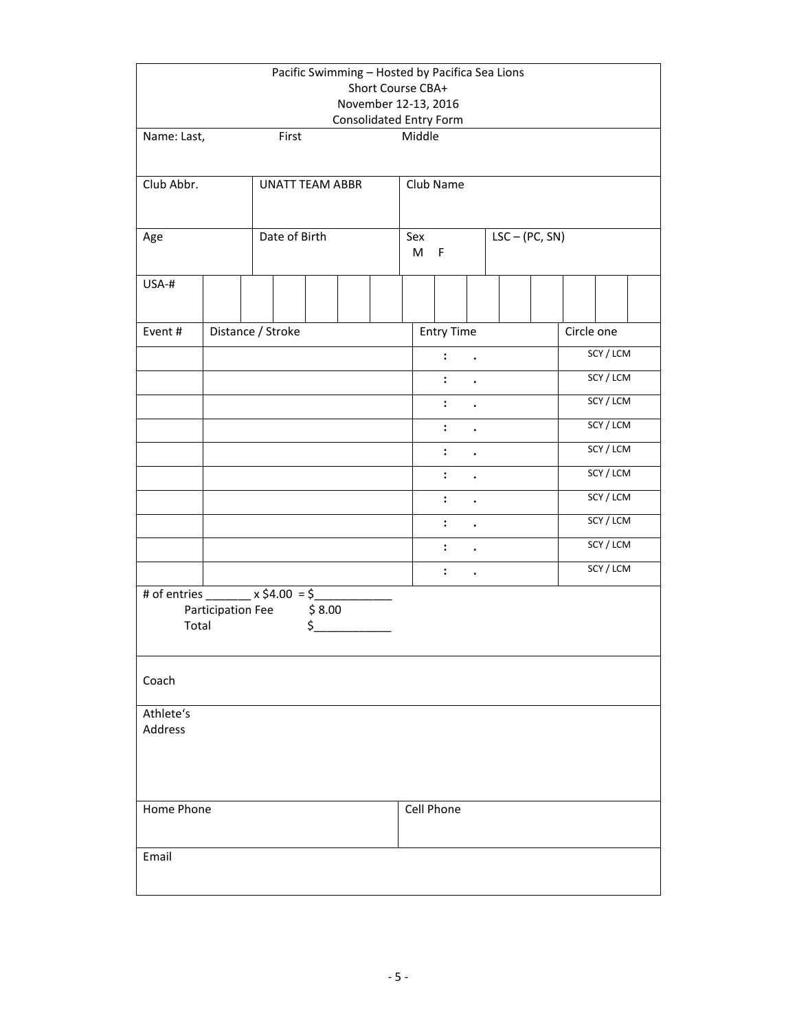Pacific Swimming – Hosted by Pacifica Sea Lions
Short Course CBA+
November 12-13, 2016
Consolidated Entry Form

| | | | | |
|---|---|---|---|---|
| Name: Last, | First | | Middle | |
| Club Abbr. | UNATT TEAM ABBR | Club Name | | |
| Age | Date of Birth | Sex M F | LSC – (PC, SN) | |
| USA-# | | | | |

| Event # | Distance / Stroke | Entry Time | Circle one |
|---|---|---|---|
| | | : . | SCY / LCM |
| | | : . | SCY / LCM |
| | | : . | SCY / LCM |
| | | : . | SCY / LCM |
| | | : . | SCY / LCM |
| | | : . | SCY / LCM |
| | | : . | SCY / LCM |
| | | : . | SCY / LCM |
| | | : . | SCY / LCM |
| | | : . | SCY / LCM |

# of entries _______ x $4.00 = $____________
Participation Fee $ 8.00
Total $____________

| | |
|---|---|
| Coach | |
| Athlete's Address | |
| Home Phone | Cell Phone |
| Email | |